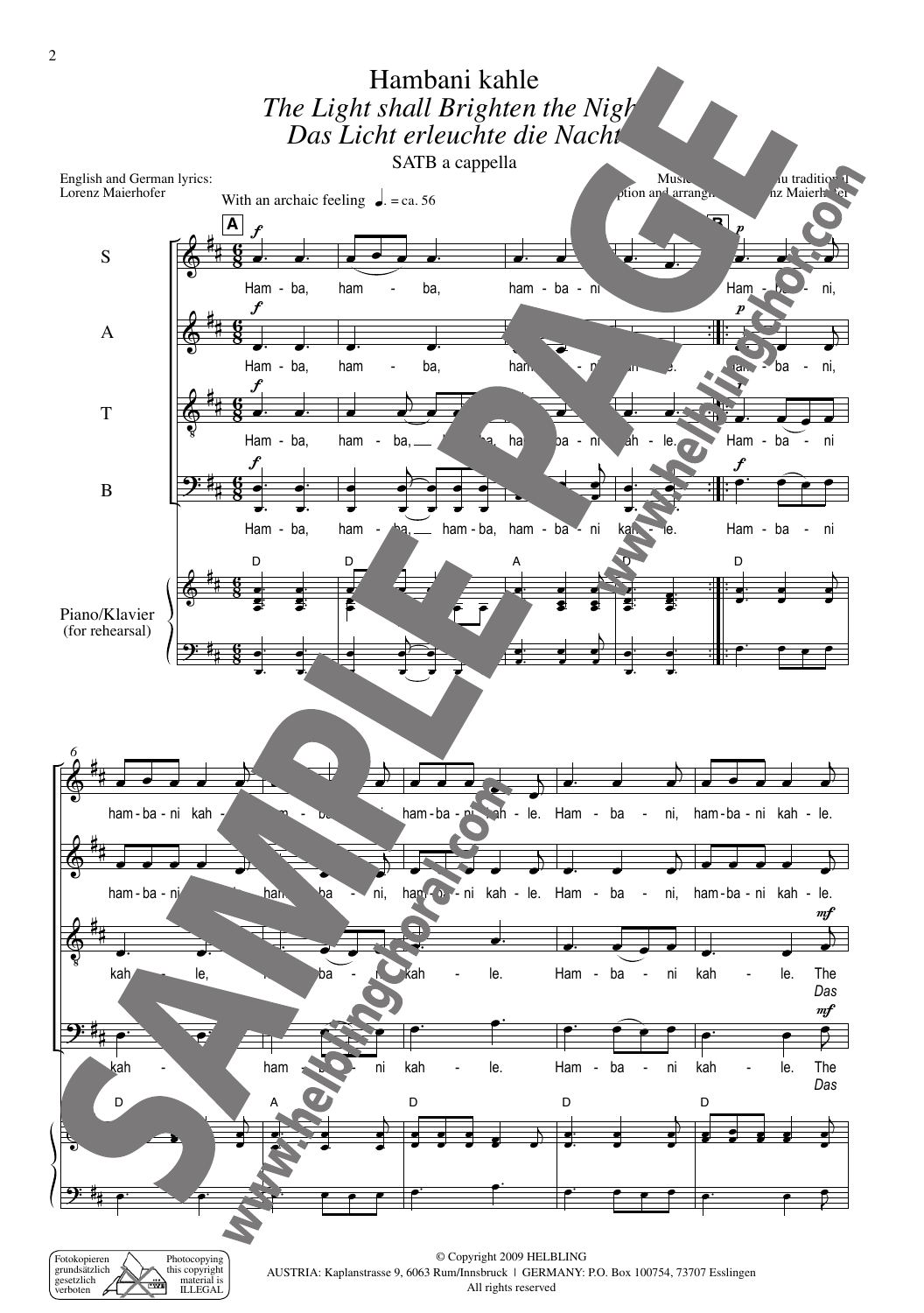# Hambani kahle

## *The Light shall Brighten the Night*

## *Das Licht erleuchte die Nacht*

SATB a cappella

English and German lyrics:
Lorenz Maierhofer

Music: Zulu traditional
Adaption and arrangement: Lorenz Maierhofer

With an archaic feeling ♩. = ca. 56

Ham - ba, ham - ba, ham - ba - ni kah - le.

Ham - ba - ni, ham - ba - ni kah - le.

Ham - ba - ni, ham - ba - ni kah - le.

The / *Das*

Piano/Klavier (for rehearsal)

© Copyright 2009 HELBLING
AUSTRIA: Kaplanstrasse 9, 6063 Rum/Innsbruck | GERMANY: P.O. Box 100754, 73707 Esslingen
All rights reserved

Fotokopieren grundsätzlich gesetzlich verboten
Photocopying this copyright material is ILLEGAL

SAMPLE PAGE
www.helblingchoral.com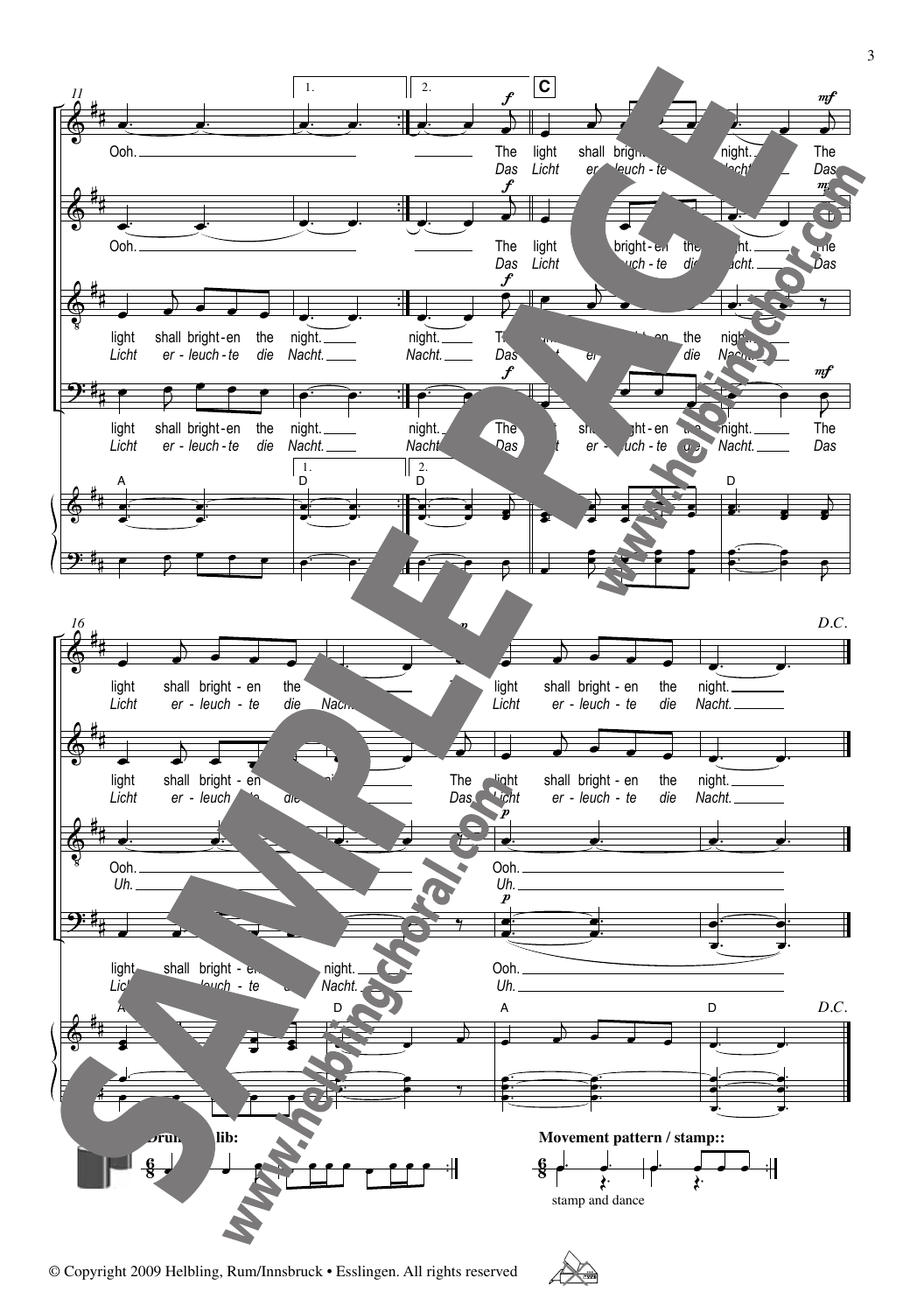light shall bright-en the night.
Licht er-leuch-te die Nacht.

The light shall bright-en the night.
Das Licht er-leuch-te die Nacht.

Ooh.
Uh.

D.C.

Drums ad lib:

Movement pattern / stamp::

stamp and dance

© Copyright 2009 Helbling, Rum/Innsbruck • Esslingen. All rights reserved